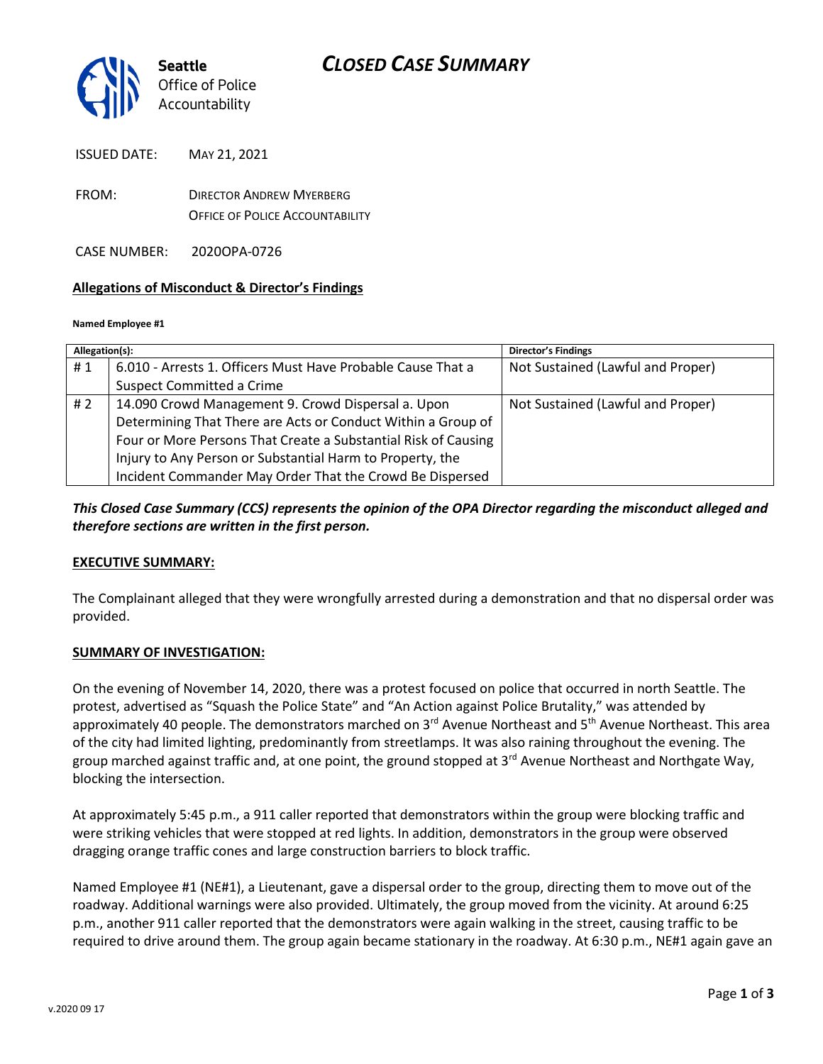# CLOSED CASE SUMMARY

**Seattle** Office of Police Accountability

ISSUED DATE: MAY 21, 2021

FROM: DIRECTOR ANDREW MYERBERG
OFFICE OF POLICE ACCOUNTABILITY

CASE NUMBER: 2020OPA-0726

**Allegations of Misconduct & Director's Findings**

**Named Employee #1**

| Allegation(s): | | Director's Findings |
|---|---|---|
| # 1 | 6.010 - Arrests 1. Officers Must Have Probable Cause That a Suspect Committed a Crime | Not Sustained (Lawful and Proper) |
| # 2 | 14.090 Crowd Management 9. Crowd Dispersal a. Upon Determining That There are Acts or Conduct Within a Group of Four or More Persons That Create a Substantial Risk of Causing Injury to Any Person or Substantial Harm to Property, the Incident Commander May Order That the Crowd Be Dispersed | Not Sustained (Lawful and Proper) |

***This Closed Case Summary (CCS) represents the opinion of the OPA Director regarding the misconduct alleged and therefore sections are written in the first person.***

**EXECUTIVE SUMMARY:**

The Complainant alleged that they were wrongfully arrested during a demonstration and that no dispersal order was provided.

**SUMMARY OF INVESTIGATION:**

On the evening of November 14, 2020, there was a protest focused on police that occurred in north Seattle. The protest, advertised as "Squash the Police State" and "An Action against Police Brutality," was attended by approximately 40 people. The demonstrators marched on 3rd Avenue Northeast and 5th Avenue Northeast. This area of the city had limited lighting, predominantly from streetlamps. It was also raining throughout the evening. The group marched against traffic and, at one point, the ground stopped at 3rd Avenue Northeast and Northgate Way, blocking the intersection.

At approximately 5:45 p.m., a 911 caller reported that demonstrators within the group were blocking traffic and were striking vehicles that were stopped at red lights. In addition, demonstrators in the group were observed dragging orange traffic cones and large construction barriers to block traffic.

Named Employee #1 (NE#1), a Lieutenant, gave a dispersal order to the group, directing them to move out of the roadway. Additional warnings were also provided. Ultimately, the group moved from the vicinity. At around 6:25 p.m., another 911 caller reported that the demonstrators were again walking in the street, causing traffic to be required to drive around them. The group again became stationary in the roadway. At 6:30 p.m., NE#1 again gave an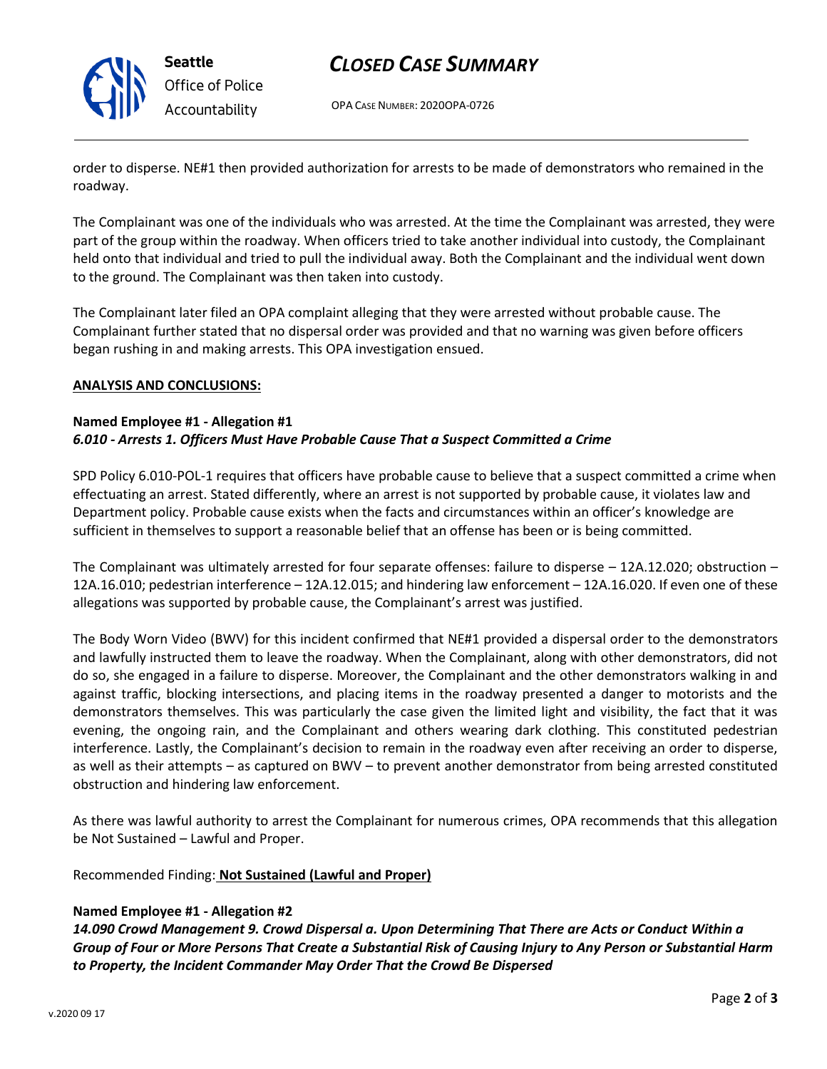order to disperse. NE#1 then provided authorization for arrests to be made of demonstrators who remained in the roadway.

The Complainant was one of the individuals who was arrested. At the time the Complainant was arrested, they were part of the group within the roadway. When officers tried to take another individual into custody, the Complainant held onto that individual and tried to pull the individual away. Both the Complainant and the individual went down to the ground. The Complainant was then taken into custody.

The Complainant later filed an OPA complaint alleging that they were arrested without probable cause. The Complainant further stated that no dispersal order was provided and that no warning was given before officers began rushing in and making arrests. This OPA investigation ensued.

**ANALYSIS AND CONCLUSIONS:**

**Named Employee #1 - Allegation #1**
***6.010 - Arrests 1. Officers Must Have Probable Cause That a Suspect Committed a Crime***

SPD Policy 6.010-POL-1 requires that officers have probable cause to believe that a suspect committed a crime when effectuating an arrest. Stated differently, where an arrest is not supported by probable cause, it violates law and Department policy. Probable cause exists when the facts and circumstances within an officer's knowledge are sufficient in themselves to support a reasonable belief that an offense has been or is being committed.

The Complainant was ultimately arrested for four separate offenses: failure to disperse – 12A.12.020; obstruction – 12A.16.010; pedestrian interference – 12A.12.015; and hindering law enforcement – 12A.16.020. If even one of these allegations was supported by probable cause, the Complainant's arrest was justified.

The Body Worn Video (BWV) for this incident confirmed that NE#1 provided a dispersal order to the demonstrators and lawfully instructed them to leave the roadway. When the Complainant, along with other demonstrators, did not do so, she engaged in a failure to disperse. Moreover, the Complainant and the other demonstrators walking in and against traffic, blocking intersections, and placing items in the roadway presented a danger to motorists and the demonstrators themselves. This was particularly the case given the limited light and visibility, the fact that it was evening, the ongoing rain, and the Complainant and others wearing dark clothing. This constituted pedestrian interference. Lastly, the Complainant's decision to remain in the roadway even after receiving an order to disperse, as well as their attempts – as captured on BWV – to prevent another demonstrator from being arrested constituted obstruction and hindering law enforcement.

As there was lawful authority to arrest the Complainant for numerous crimes, OPA recommends that this allegation be Not Sustained – Lawful and Proper.

Recommended Finding: **Not Sustained (Lawful and Proper)**

**Named Employee #1 - Allegation #2**
***14.090 Crowd Management 9. Crowd Dispersal a. Upon Determining That There are Acts or Conduct Within a Group of Four or More Persons That Create a Substantial Risk of Causing Injury to Any Person or Substantial Harm to Property, the Incident Commander May Order That the Crowd Be Dispersed***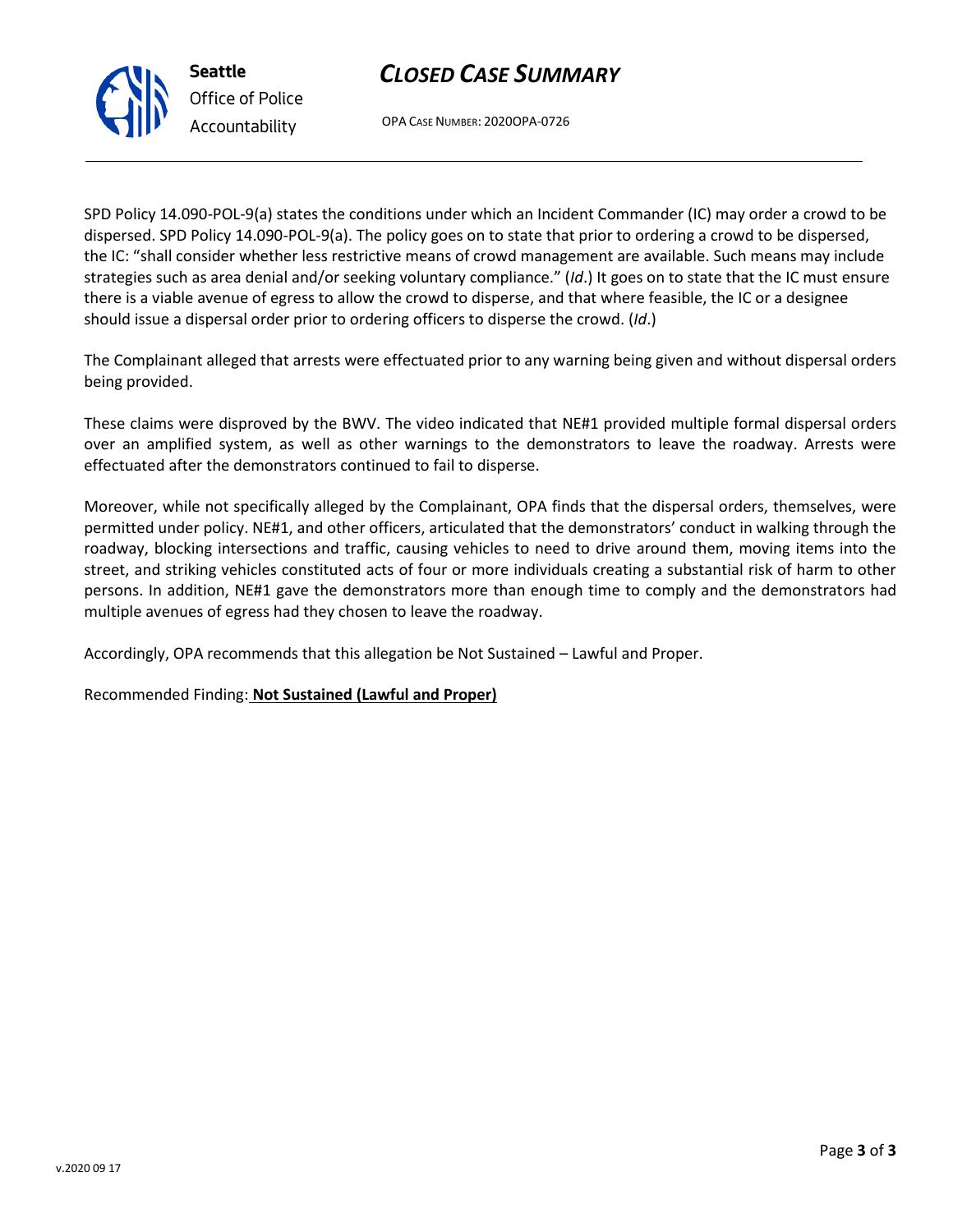SPD Policy 14.090-POL-9(a) states the conditions under which an Incident Commander (IC) may order a crowd to be dispersed. SPD Policy 14.090-POL-9(a). The policy goes on to state that prior to ordering a crowd to be dispersed, the IC: "shall consider whether less restrictive means of crowd management are available. Such means may include strategies such as area denial and/or seeking voluntary compliance." (*Id*.) It goes on to state that the IC must ensure there is a viable avenue of egress to allow the crowd to disperse, and that where feasible, the IC or a designee should issue a dispersal order prior to ordering officers to disperse the crowd. (*Id*.)

The Complainant alleged that arrests were effectuated prior to any warning being given and without dispersal orders being provided.

These claims were disproved by the BWV. The video indicated that NE#1 provided multiple formal dispersal orders over an amplified system, as well as other warnings to the demonstrators to leave the roadway. Arrests were effectuated after the demonstrators continued to fail to disperse.

Moreover, while not specifically alleged by the Complainant, OPA finds that the dispersal orders, themselves, were permitted under policy. NE#1, and other officers, articulated that the demonstrators' conduct in walking through the roadway, blocking intersections and traffic, causing vehicles to need to drive around them, moving items into the street, and striking vehicles constituted acts of four or more individuals creating a substantial risk of harm to other persons. In addition, NE#1 gave the demonstrators more than enough time to comply and the demonstrators had multiple avenues of egress had they chosen to leave the roadway.

Accordingly, OPA recommends that this allegation be Not Sustained – Lawful and Proper.

Recommended Finding: **Not Sustained (Lawful and Proper)**